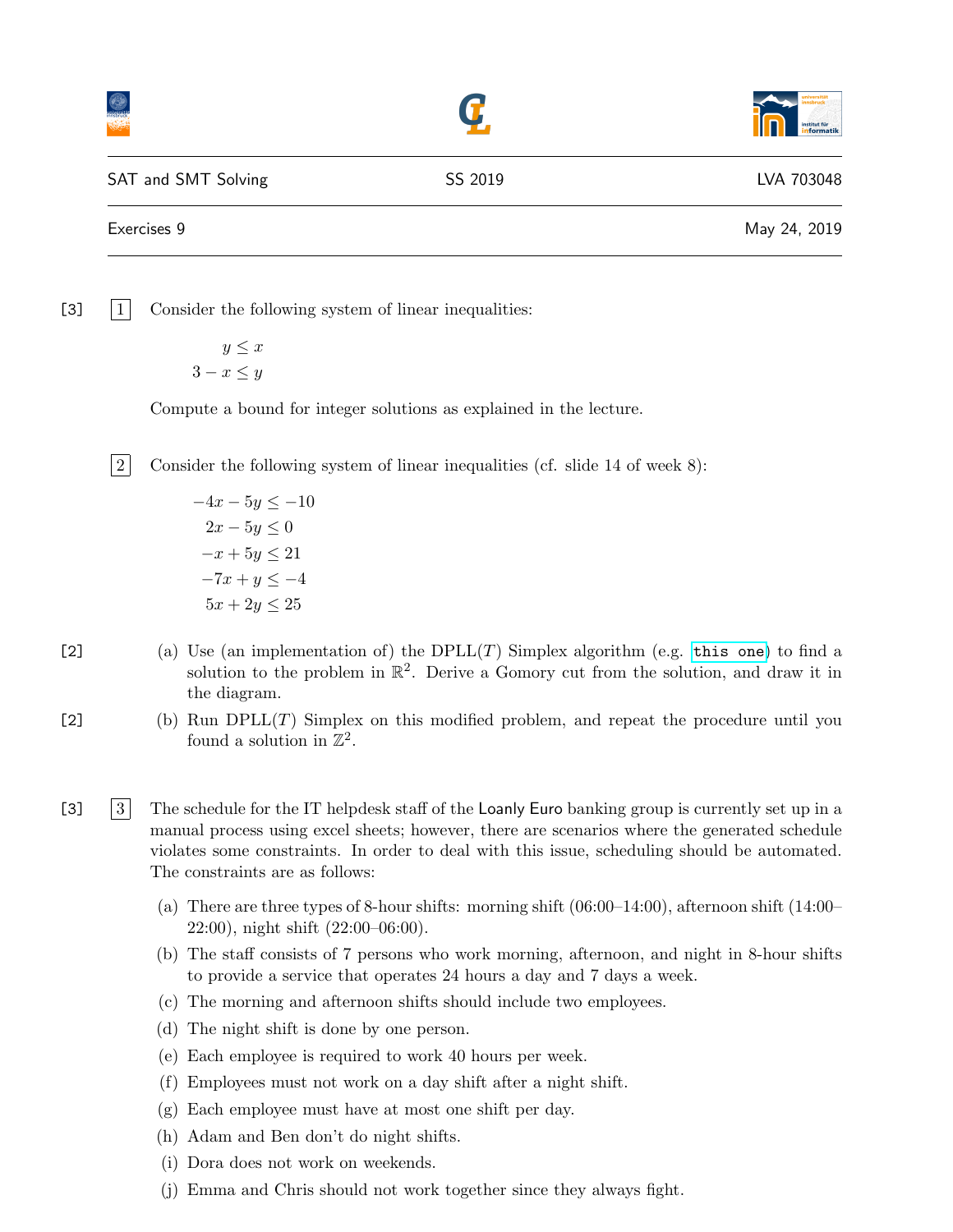SAT and SMT Solving | SS 2019 | LVA 703048

Exercises 9 — May 24, 2019

[3] **1** Consider the following system of linear inequalities:

$$
\begin{aligned}
y &\leq x \\
3 - x &\leq y
\end{aligned}
$$

Compute a bound for integer solutions as explained in the lecture.

**2** Consider the following system of linear inequalities (cf. slide 14 of week 8):

$$
\begin{aligned}
-4x - 5y &\leq -10 \\
2x - 5y &\leq 0 \\
-x + 5y &\leq 21 \\
-7x + y &\leq -4 \\
5x + 2y &\leq 25
\end{aligned}
$$

[2] (a) Use (an implementation of) the DPLL($T$) Simplex algorithm (e.g. `this one`) to find a solution to the problem in $\mathbb{R}^2$. Derive a Gomory cut from the solution, and draw it in the diagram.

[2] (b) Run DPLL($T$) Simplex on this modified problem, and repeat the procedure until you found a solution in $\mathbb{Z}^2$.

[3] **3** The schedule for the IT helpdesk staff of the Loanly Euro banking group is currently set up in a manual process using excel sheets; however, there are scenarios where the generated schedule violates some constraints. In order to deal with this issue, scheduling should be automated. The constraints are as follows:

(a) There are three types of 8-hour shifts: morning shift (06:00–14:00), afternoon shift (14:00–22:00), night shift (22:00–06:00).

(b) The staff consists of 7 persons who work morning, afternoon, and night in 8-hour shifts to provide a service that operates 24 hours a day and 7 days a week.

(c) The morning and afternoon shifts should include two employees.

(d) The night shift is done by one person.

(e) Each employee is required to work 40 hours per week.

(f) Employees must not work on a day shift after a night shift.

(g) Each employee must have at most one shift per day.

(h) Adam and Ben don't do night shifts.

(i) Dora does not work on weekends.

(j) Emma and Chris should not work together since they always fight.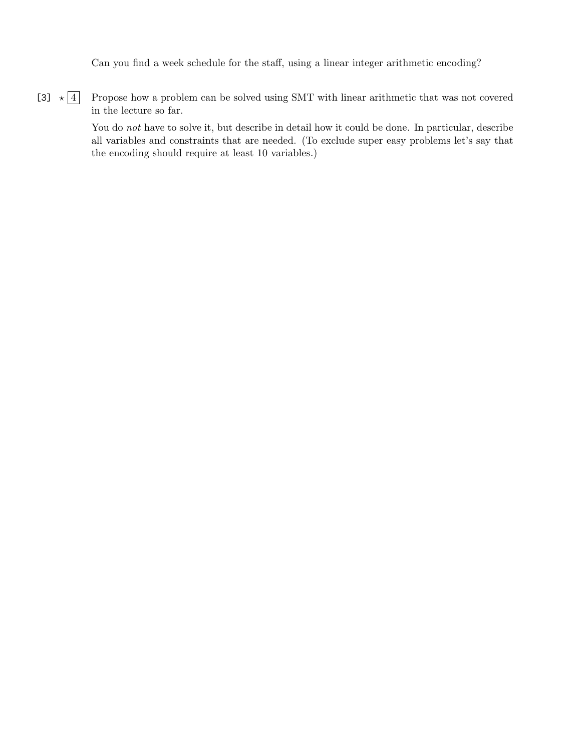Can you find a week schedule for the staff, using a linear integer arithmetic encoding?

[3] ⋆ 4 Propose how a problem can be solved using SMT with linear arithmetic that was not covered in the lecture so far.

You do *not* have to solve it, but describe in detail how it could be done. In particular, describe all variables and constraints that are needed. (To exclude super easy problems let's say that the encoding should require at least 10 variables.)